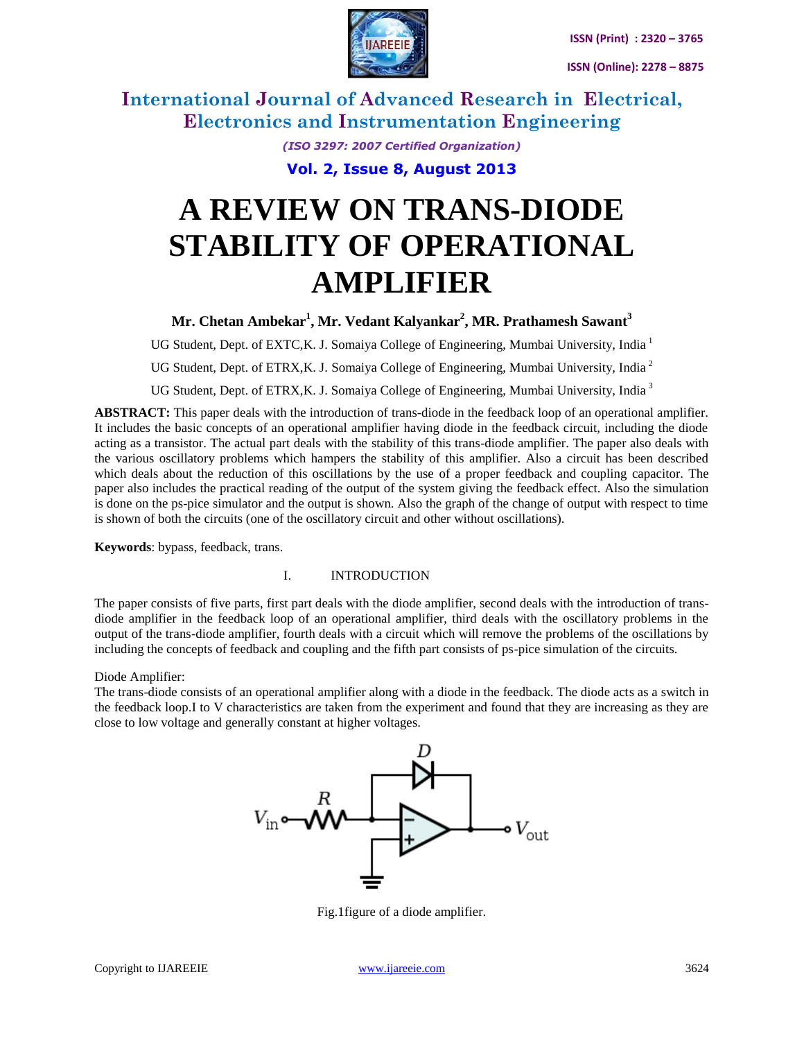# A REVIEW ON TRANS-DIODE STABILITY OF OPERATIONAL AMPLIFIER

**Mr. Chetan Ambekar[1], Mr. Vedant Kalyankar[2], MR. Prathamesh Sawant[3]**

UG Student, Dept. of EXTC,K. J. Somaiya College of Engineering, Mumbai University, India [1]

UG Student, Dept. of ETRX,K. J. Somaiya College of Engineering, Mumbai University, India [2]

UG Student, Dept. of ETRX,K. J. Somaiya College of Engineering, Mumbai University, India [3]

**ABSTRACT:** This paper deals with the introduction of trans-diode in the feedback loop of an operational amplifier. It includes the basic concepts of an operational amplifier having diode in the feedback circuit, including the diode acting as a transistor. The actual part deals with the stability of this trans-diode amplifier. The paper also deals with the various oscillatory problems which hampers the stability of this amplifier. Also a circuit has been described which deals about the reduction of this oscillations by the use of a proper feedback and coupling capacitor. The paper also includes the practical reading of the output of the system giving the feedback effect. Also the simulation is done on the ps-pice simulator and the output is shown. Also the graph of the change of output with respect to time is shown of both the circuits (one of the oscillatory circuit and other without oscillations).

**Keywords**: bypass, feedback, trans.

## I. INTRODUCTION

The paper consists of five parts, first part deals with the diode amplifier, second deals with the introduction of trans-diode amplifier in the feedback loop of an operational amplifier, third deals with the oscillatory problems in the output of the trans-diode amplifier, fourth deals with a circuit which will remove the problems of the oscillations by including the concepts of feedback and coupling and the fifth part consists of ps-pice simulation of the circuits.

Diode Amplifier:
The trans-diode consists of an operational amplifier along with a diode in the feedback. The diode acts as a switch in the feedback loop.I to V characteristics are taken from the experiment and found that they are increasing as they are close to low voltage and generally constant at higher voltages.

Fig.1figure of a diode amplifier.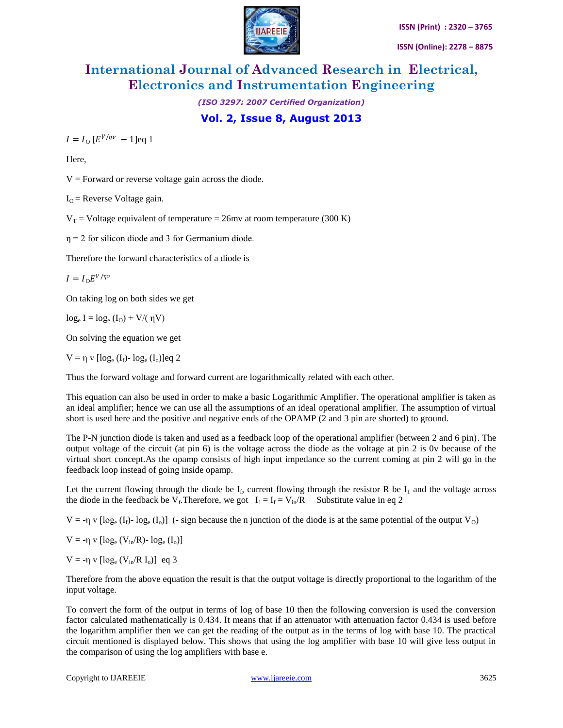$I = I_O [E^{V/\eta v} - 1]$eq 1

Here,

V = Forward or reverse voltage gain across the diode.

$I_O$ = Reverse Voltage gain.

$V_T$ = Voltage equivalent of temperature = 26mv at room temperature (300 K)

η = 2 for silicon diode and 3 for Germanium diode.

Therefore the forward characteristics of a diode is

$I = I_O E^{V/\eta v}$

On taking log on both sides we get

$\log_e I = \log_e (I_O) + V/(\eta V)$

On solving the equation we get

$V = \eta\, v\, [\log_e (I_f) - \log_e (I_o)]$eq 2

Thus the forward voltage and forward current are logarithmically related with each other.

This equation can also be used in order to make a basic Logarithmic Amplifier. The operational amplifier is taken as an ideal amplifier; hence we can use all the assumptions of an ideal operational amplifier. The assumption of virtual short is used here and the positive and negative ends of the OPAMP (2 and 3 pin are shorted) to ground.

The P-N junction diode is taken and used as a feedback loop of the operational amplifier (between 2 and 6 pin). The output voltage of the circuit (at pin 6) is the voltage across the diode as the voltage at pin 2 is 0v because of the virtual short concept.As the opamp consists of high input impedance so the current coming at pin 2 will go in the feedback loop instead of going inside opamp.

Let the current flowing through the diode be $I_f$, current flowing through the resistor R be $I_1$ and the voltage across the diode in the feedback be $V_f$.Therefore, we got $I_1 = I_f = V_{in}/R$ Substitute value in eq 2

$V = -\eta\, v\, [\log_e (I_f) - \log_e (I_o)]$ (- sign because the n junction of the diode is at the same potential of the output $V_O$)

$V = -\eta\, v\, [\log_e (V_{in}/R) - \log_e (I_o)]$

$V = -\eta\, v\, [\log_e (V_{in}/R\, I_o)]$ eq 3

Therefore from the above equation the result is that the output voltage is directly proportional to the logarithm of the input voltage.

To convert the form of the output in terms of log of base 10 then the following conversion is used the conversion factor calculated mathematically is 0.434. It means that if an attenuator with attenuation factor 0.434 is used before the logarithm amplifier then we can get the reading of the output as in the terms of log with base 10. The practical circuit mentioned is displayed below. This shows that using the log amplifier with base 10 will give less output in the comparison of using the log amplifiers with base e.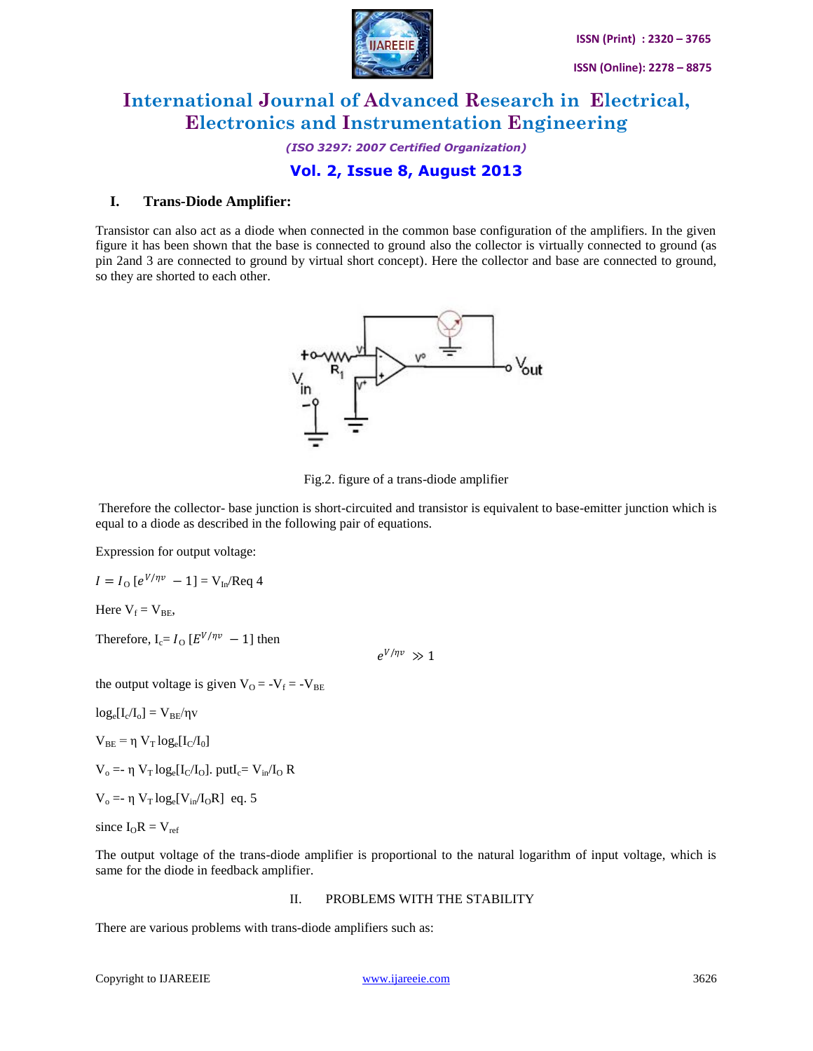## I. Trans-Diode Amplifier:

Transistor can also act as a diode when connected in the common base configuration of the amplifiers. In the given figure it has been shown that the base is connected to ground also the collector is virtually connected to ground (as pin 2and 3 are connected to ground by virtual short concept). Here the collector and base are connected to ground, so they are shorted to each other.

Fig.2. figure of a trans-diode amplifier

Therefore the collector- base junction is short-circuited and transistor is equivalent to base-emitter junction which is equal to a diode as described in the following pair of equations.

Expression for output voltage:

$I = I_O\,[e^{V/\eta v} - 1] = V_{In}/Req$ 4

Here $V_f = V_{BE}$,

Therefore, $I_c = I_O\,[E^{V/\eta v} - 1]$ then

$$e^{V/\eta v} \gg 1$$

the output voltage is given $V_O = -V_f = -V_{BE}$

$\log_e[I_c/I_o] = V_{BE}/\eta v$

$V_{BE} = \eta\, V_T \log_e[I_C/I_0]$

$V_o = -\eta\, V_T \log_e[I_C/I_O]$. put$I_c = V_{in}/I_O\, R$

$V_o = -\eta\, V_T \log_e[V_{in}/I_O R]$ eq. 5

since $I_O R = V_{ref}$

The output voltage of the trans-diode amplifier is proportional to the natural logarithm of input voltage, which is same for the diode in feedback amplifier.

## II. PROBLEMS WITH THE STABILITY

There are various problems with trans-diode amplifiers such as: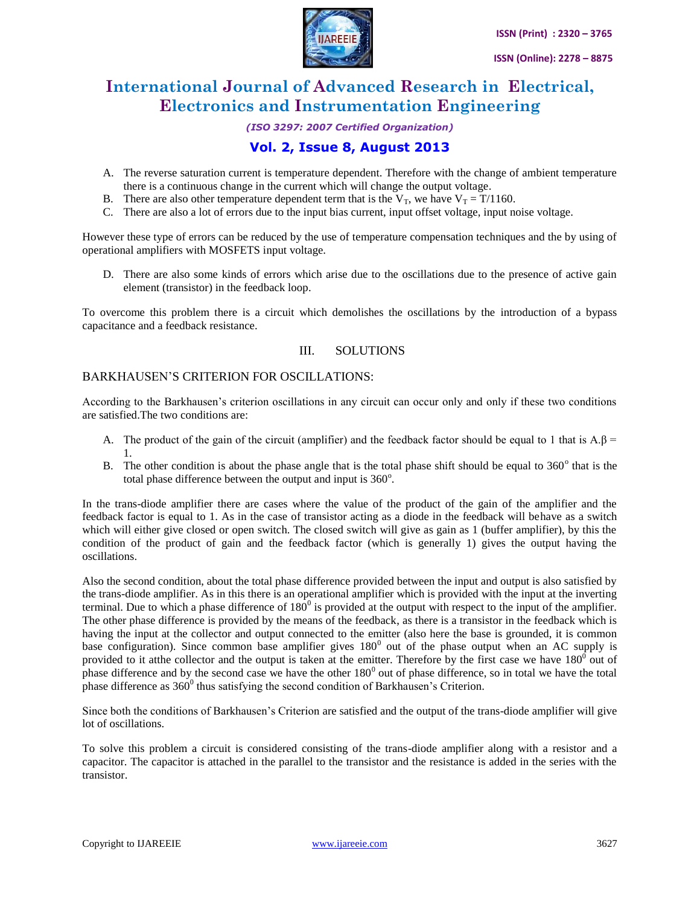A. The reverse saturation current is temperature dependent. Therefore with the change of ambient temperature there is a continuous change in the current which will change the output voltage.
B. There are also other temperature dependent term that is the $V_T$, we have $V_T = T/1160$.
C. There are also a lot of errors due to the input bias current, input offset voltage, input noise voltage.

However these type of errors can be reduced by the use of temperature compensation techniques and the by using of operational amplifiers with MOSFETS input voltage.

D. There are also some kinds of errors which arise due to the oscillations due to the presence of active gain element (transistor) in the feedback loop.

To overcome this problem there is a circuit which demolishes the oscillations by the introduction of a bypass capacitance and a feedback resistance.

## III. SOLUTIONS

### BARKHAUSEN'S CRITERION FOR OSCILLATIONS:

According to the Barkhausen's criterion oscillations in any circuit can occur only and only if these two conditions are satisfied.The two conditions are:

A. The product of the gain of the circuit (amplifier) and the feedback factor should be equal to 1 that is $A.\beta = 1$.
B. The other condition is about the phase angle that is the total phase shift should be equal to $360^o$ that is the total phase difference between the output and input is $360^o$.

In the trans-diode amplifier there are cases where the value of the product of the gain of the amplifier and the feedback factor is equal to 1. As in the case of transistor acting as a diode in the feedback will behave as a switch which will either give closed or open switch. The closed switch will give as gain as 1 (buffer amplifier), by this the condition of the product of gain and the feedback factor (which is generally 1) gives the output having the oscillations.

Also the second condition, about the total phase difference provided between the input and output is also satisfied by the trans-diode amplifier. As in this there is an operational amplifier which is provided with the input at the inverting terminal. Due to which a phase difference of $180^0$ is provided at the output with respect to the input of the amplifier. The other phase difference is provided by the means of the feedback, as there is a transistor in the feedback which is having the input at the collector and output connected to the emitter (also here the base is grounded, it is common base configuration). Since common base amplifier gives $180^0$ out of the phase output when an AC supply is provided to it atthe collector and the output is taken at the emitter. Therefore by the first case we have $180^0$ out of phase difference and by the second case we have the other $180^0$ out of phase difference, so in total we have the total phase difference as $360^0$ thus satisfying the second condition of Barkhausen's Criterion.

Since both the conditions of Barkhausen's Criterion are satisfied and the output of the trans-diode amplifier will give lot of oscillations.

To solve this problem a circuit is considered consisting of the trans-diode amplifier along with a resistor and a capacitor. The capacitor is attached in the parallel to the transistor and the resistance is added in the series with the transistor.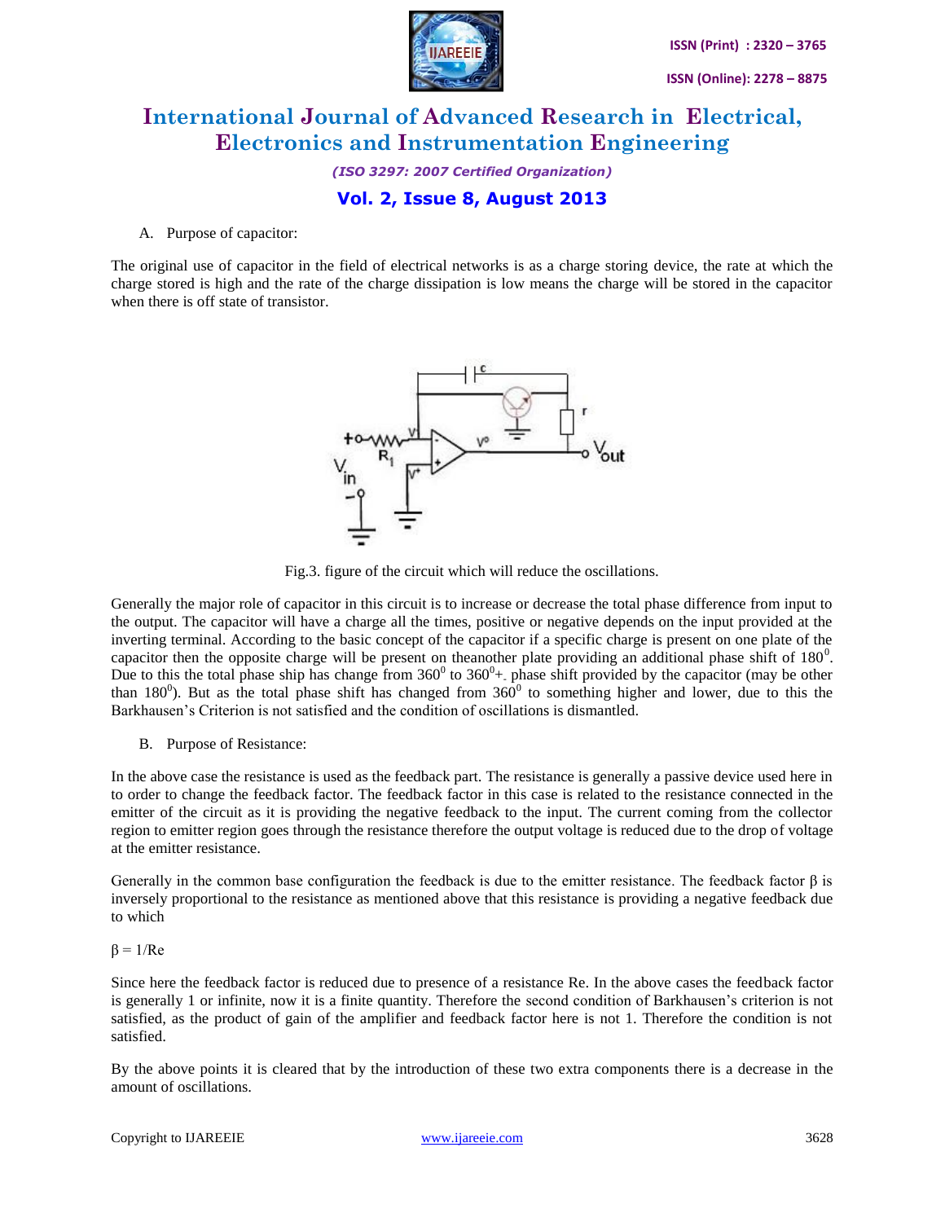A. Purpose of capacitor:

The original use of capacitor in the field of electrical networks is as a charge storing device, the rate at which the charge stored is high and the rate of the charge dissipation is low means the charge will be stored in the capacitor when there is off state of transistor.

Fig.3. figure of the circuit which will reduce the oscillations.

Generally the major role of capacitor in this circuit is to increase or decrease the total phase difference from input to the output. The capacitor will have a charge all the times, positive or negative depends on the input provided at the inverting terminal. According to the basic concept of the capacitor if a specific charge is present on one plate of the capacitor then the opposite charge will be present on theanother plate providing an additional phase shift of $180^0$. Due to this the total phase ship has change from $360^0$ to $360^0$+- phase shift provided by the capacitor (may be other than $180^0$). But as the total phase shift has changed from $360^0$ to something higher and lower, due to this the Barkhausen's Criterion is not satisfied and the condition of oscillations is dismantled.

B. Purpose of Resistance:

In the above case the resistance is used as the feedback part. The resistance is generally a passive device used here in to order to change the feedback factor. The feedback factor in this case is related to the resistance connected in the emitter of the circuit as it is providing the negative feedback to the input. The current coming from the collector region to emitter region goes through the resistance therefore the output voltage is reduced due to the drop of voltage at the emitter resistance.

Generally in the common base configuration the feedback is due to the emitter resistance. The feedback factor β is inversely proportional to the resistance as mentioned above that this resistance is providing a negative feedback due to which

$\beta = 1/Re$

Since here the feedback factor is reduced due to presence of a resistance Re. In the above cases the feedback factor is generally 1 or infinite, now it is a finite quantity. Therefore the second condition of Barkhausen's criterion is not satisfied, as the product of gain of the amplifier and feedback factor here is not 1. Therefore the condition is not satisfied.

By the above points it is cleared that by the introduction of these two extra components there is a decrease in the amount of oscillations.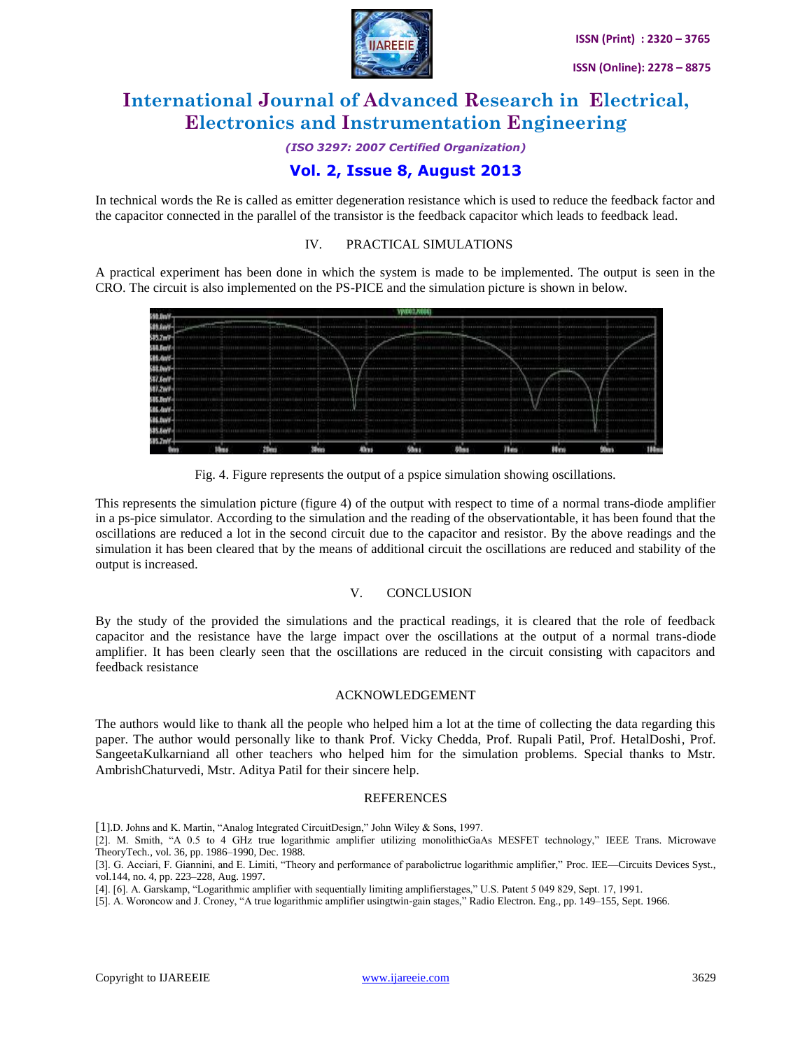In technical words the Re is called as emitter degeneration resistance which is used to reduce the feedback factor and the capacitor connected in the parallel of the transistor is the feedback capacitor which leads to feedback lead.

## IV. PRACTICAL SIMULATIONS

A practical experiment has been done in which the system is made to be implemented. The output is seen in the CRO. The circuit is also implemented on the PS-PICE and the simulation picture is shown in below.

Fig. 4. Figure represents the output of a pspice simulation showing oscillations.

This represents the simulation picture (figure 4) of the output with respect to time of a normal trans-diode amplifier in a ps-pice simulator. According to the simulation and the reading of the observationtable, it has been found that the oscillations are reduced a lot in the second circuit due to the capacitor and resistor. By the above readings and the simulation it has been cleared that by the means of additional circuit the oscillations are reduced and stability of the output is increased.

## V. CONCLUSION

By the study of the provided the simulations and the practical readings, it is cleared that the role of feedback capacitor and the resistance have the large impact over the oscillations at the output of a normal trans-diode amplifier. It has been clearly seen that the oscillations are reduced in the circuit consisting with capacitors and feedback resistance

## ACKNOWLEDGEMENT

The authors would like to thank all the people who helped him a lot at the time of collecting the data regarding this paper. The author would personally like to thank Prof. Vicky Chedda, Prof. Rupali Patil, Prof. HetalDoshi, Prof. SangeetaKulkarniand all other teachers who helped him for the simulation problems. Special thanks to Mstr. AmbrishChaturvedi, Mstr. Aditya Patil for their sincere help.

## REFERENCES

[1].D. Johns and K. Martin, "Analog Integrated CircuitDesign," John Wiley & Sons, 1997.

[2]. M. Smith, "A 0.5 to 4 GHz true logarithmic amplifier utilizing monolithicGaAs MESFET technology," IEEE Trans. Microwave TheoryTech., vol. 36, pp. 1986–1990, Dec. 1988.

[3]. G. Acciari, F. Giannini, and E. Limiti, "Theory and performance of parabolictrue logarithmic amplifier," Proc. IEE—Circuits Devices Syst., vol.144, no. 4, pp. 223–228, Aug. 1997.

[4]. [6]. A. Garskamp, "Logarithmic amplifier with sequentially limiting amplifierstages," U.S. Patent 5 049 829, Sept. 17, 1991.

[5]. A. Woroncow and J. Croney, "A true logarithmic amplifier usingtwin-gain stages," Radio Electron. Eng., pp. 149–155, Sept. 1966.